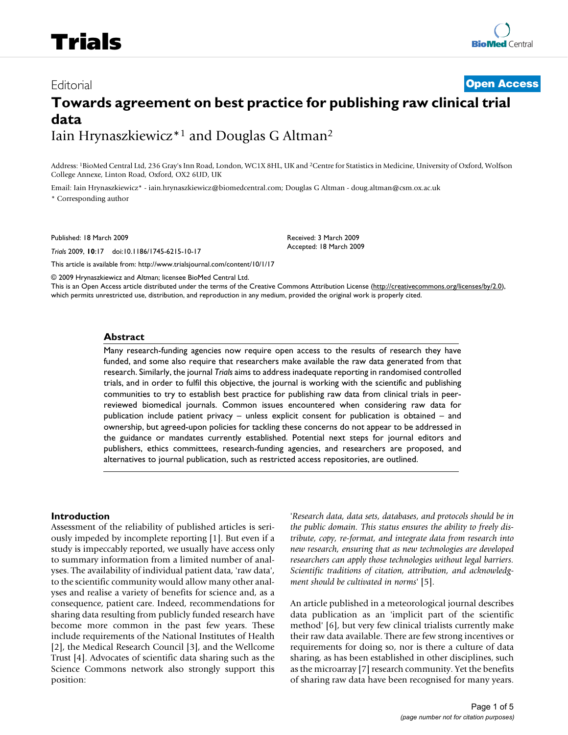Editorial

**Open Access**

# Towards agreement on best practice for publishing raw clinical trial data

Iain Hrynaszkiewicz*[1] and Douglas G Altman[2]

Address: [1]BioMed Central Ltd, 236 Gray's Inn Road, London, WC1X 8HL, UK and [2]Centre for Statistics in Medicine, University of Oxford, Wolfson College Annexe, Linton Road, Oxford, OX2 6UD, UK

Email: Iain Hrynaszkiewicz* - iain.hrynaszkiewicz@biomedcentral.com; Douglas G Altman - doug.altman@csm.ox.ac.uk

\* Corresponding author

Published: 18 March 2009

*Trials* 2009, **10**:17 doi:10.1186/1745-6215-10-17

Received: 3 March 2009
Accepted: 18 March 2009

This article is available from: http://www.trialsjournal.com/content/10/1/17

© 2009 Hrynaszkiewicz and Altman; licensee BioMed Central Ltd.
This is an Open Access article distributed under the terms of the Creative Commons Attribution License (http://creativecommons.org/licenses/by/2.0), which permits unrestricted use, distribution, and reproduction in any medium, provided the original work is properly cited.

## Abstract

Many research-funding agencies now require open access to the results of research they have funded, and some also require that researchers make available the raw data generated from that research. Similarly, the journal *Trials* aims to address inadequate reporting in randomised controlled trials, and in order to fulfil this objective, the journal is working with the scientific and publishing communities to try to establish best practice for publishing raw data from clinical trials in peer-reviewed biomedical journals. Common issues encountered when considering raw data for publication include patient privacy – unless explicit consent for publication is obtained – and ownership, but agreed-upon policies for tackling these concerns do not appear to be addressed in the guidance or mandates currently established. Potential next steps for journal editors and publishers, ethics committees, research-funding agencies, and researchers are proposed, and alternatives to journal publication, such as restricted access repositories, are outlined.

## Introduction

Assessment of the reliability of published articles is seriously impeded by incomplete reporting [1]. But even if a study is impeccably reported, we usually have access only to summary information from a limited number of analyses. The availability of individual patient data, 'raw data', to the scientific community would allow many other analyses and realise a variety of benefits for science and, as a consequence, patient care. Indeed, recommendations for sharing data resulting from publicly funded research have become more common in the past few years. These include requirements of the National Institutes of Health [2], the Medical Research Council [3], and the Wellcome Trust [4]. Advocates of scientific data sharing such as the Science Commons network also strongly support this position:

'*Research data, data sets, databases, and protocols should be in the public domain. This status ensures the ability to freely distribute, copy, re-format, and integrate data from research into new research, ensuring that as new technologies are developed researchers can apply those technologies without legal barriers. Scientific traditions of citation, attribution, and acknowledgment should be cultivated in norms*' [5].

An article published in a meteorological journal describes data publication as an 'implicit part of the scientific method' [6], but very few clinical trialists currently make their raw data available. There are few strong incentives or requirements for doing so, nor is there a culture of data sharing, as has been established in other disciplines, such as the microarray [7] research community. Yet the benefits of sharing raw data have been recognised for many years.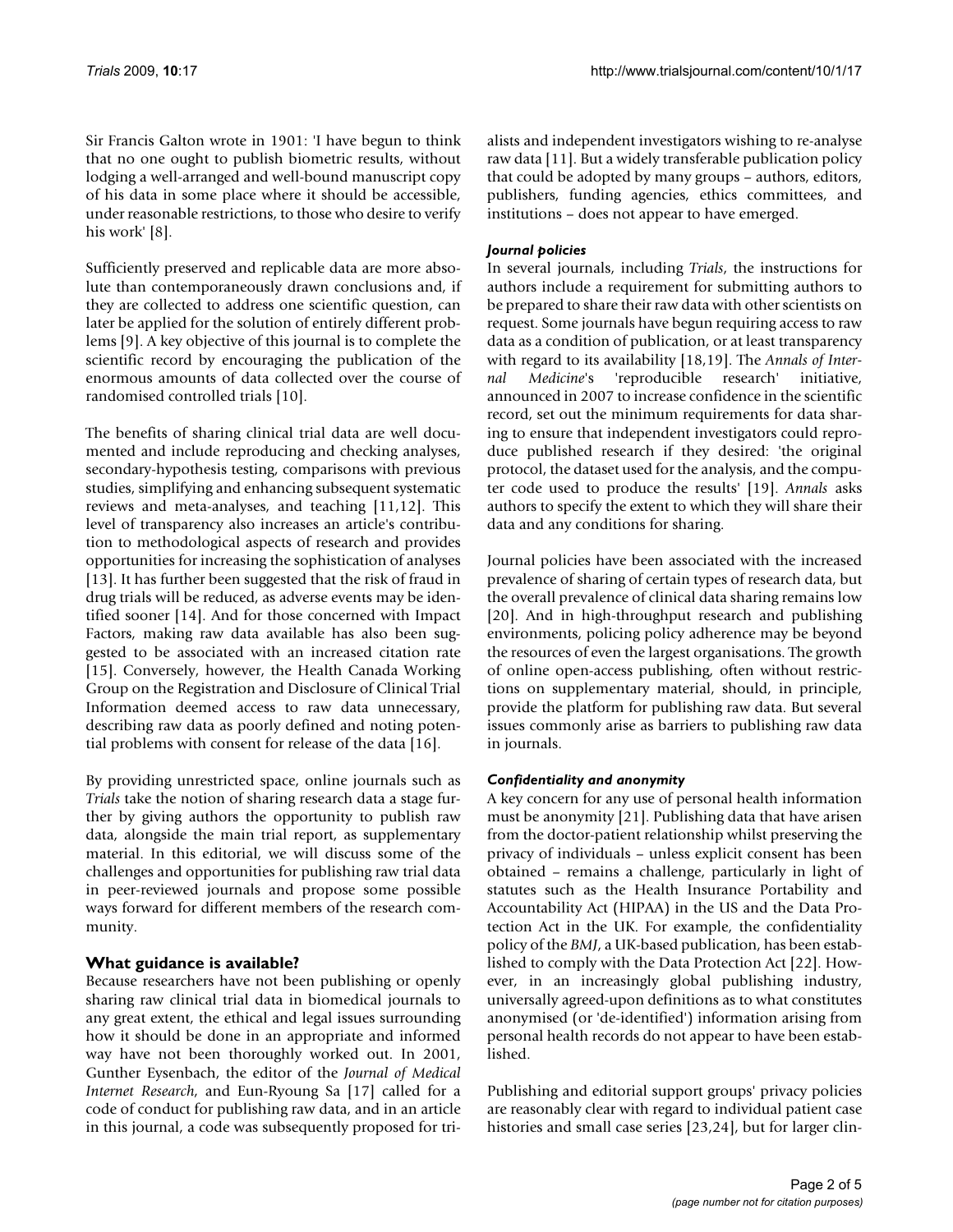Sir Francis Galton wrote in 1901: 'I have begun to think that no one ought to publish biometric results, without lodging a well-arranged and well-bound manuscript copy of his data in some place where it should be accessible, under reasonable restrictions, to those who desire to verify his work' [8].

Sufficiently preserved and replicable data are more absolute than contemporaneously drawn conclusions and, if they are collected to address one scientific question, can later be applied for the solution of entirely different problems [9]. A key objective of this journal is to complete the scientific record by encouraging the publication of the enormous amounts of data collected over the course of randomised controlled trials [10].

The benefits of sharing clinical trial data are well documented and include reproducing and checking analyses, secondary-hypothesis testing, comparisons with previous studies, simplifying and enhancing subsequent systematic reviews and meta-analyses, and teaching [11,12]. This level of transparency also increases an article's contribution to methodological aspects of research and provides opportunities for increasing the sophistication of analyses [13]. It has further been suggested that the risk of fraud in drug trials will be reduced, as adverse events may be identified sooner [14]. And for those concerned with Impact Factors, making raw data available has also been suggested to be associated with an increased citation rate [15]. Conversely, however, the Health Canada Working Group on the Registration and Disclosure of Clinical Trial Information deemed access to raw data unnecessary, describing raw data as poorly defined and noting potential problems with consent for release of the data [16].

By providing unrestricted space, online journals such as *Trials* take the notion of sharing research data a stage further by giving authors the opportunity to publish raw data, alongside the main trial report, as supplementary material. In this editorial, we will discuss some of the challenges and opportunities for publishing raw trial data in peer-reviewed journals and propose some possible ways forward for different members of the research community.

## What guidance is available?

Because researchers have not been publishing or openly sharing raw clinical trial data in biomedical journals to any great extent, the ethical and legal issues surrounding how it should be done in an appropriate and informed way have not been thoroughly worked out. In 2001, Gunther Eysenbach, the editor of the *Journal of Medical Internet Research*, and Eun-Ryoung Sa [17] called for a code of conduct for publishing raw data, and in an article in this journal, a code was subsequently proposed for trialists and independent investigators wishing to re-analyse raw data [11]. But a widely transferable publication policy that could be adopted by many groups – authors, editors, publishers, funding agencies, ethics committees, and institutions – does not appear to have emerged.

### *Journal policies*

In several journals, including *Trials*, the instructions for authors include a requirement for submitting authors to be prepared to share their raw data with other scientists on request. Some journals have begun requiring access to raw data as a condition of publication, or at least transparency with regard to its availability [18,19]. The *Annals of Internal Medicine*'s 'reproducible research' initiative, announced in 2007 to increase confidence in the scientific record, set out the minimum requirements for data sharing to ensure that independent investigators could reproduce published research if they desired: 'the original protocol, the dataset used for the analysis, and the computer code used to produce the results' [19]. *Annals* asks authors to specify the extent to which they will share their data and any conditions for sharing.

Journal policies have been associated with the increased prevalence of sharing of certain types of research data, but the overall prevalence of clinical data sharing remains low [20]. And in high-throughput research and publishing environments, policing policy adherence may be beyond the resources of even the largest organisations. The growth of online open-access publishing, often without restrictions on supplementary material, should, in principle, provide the platform for publishing raw data. But several issues commonly arise as barriers to publishing raw data in journals.

### *Confidentiality and anonymity*

A key concern for any use of personal health information must be anonymity [21]. Publishing data that have arisen from the doctor-patient relationship whilst preserving the privacy of individuals – unless explicit consent has been obtained – remains a challenge, particularly in light of statutes such as the Health Insurance Portability and Accountability Act (HIPAA) in the US and the Data Protection Act in the UK. For example, the confidentiality policy of the *BMJ*, a UK-based publication, has been established to comply with the Data Protection Act [22]. However, in an increasingly global publishing industry, universally agreed-upon definitions as to what constitutes anonymised (or 'de-identified') information arising from personal health records do not appear to have been established.

Publishing and editorial support groups' privacy policies are reasonably clear with regard to individual patient case histories and small case series [23,24], but for larger clin-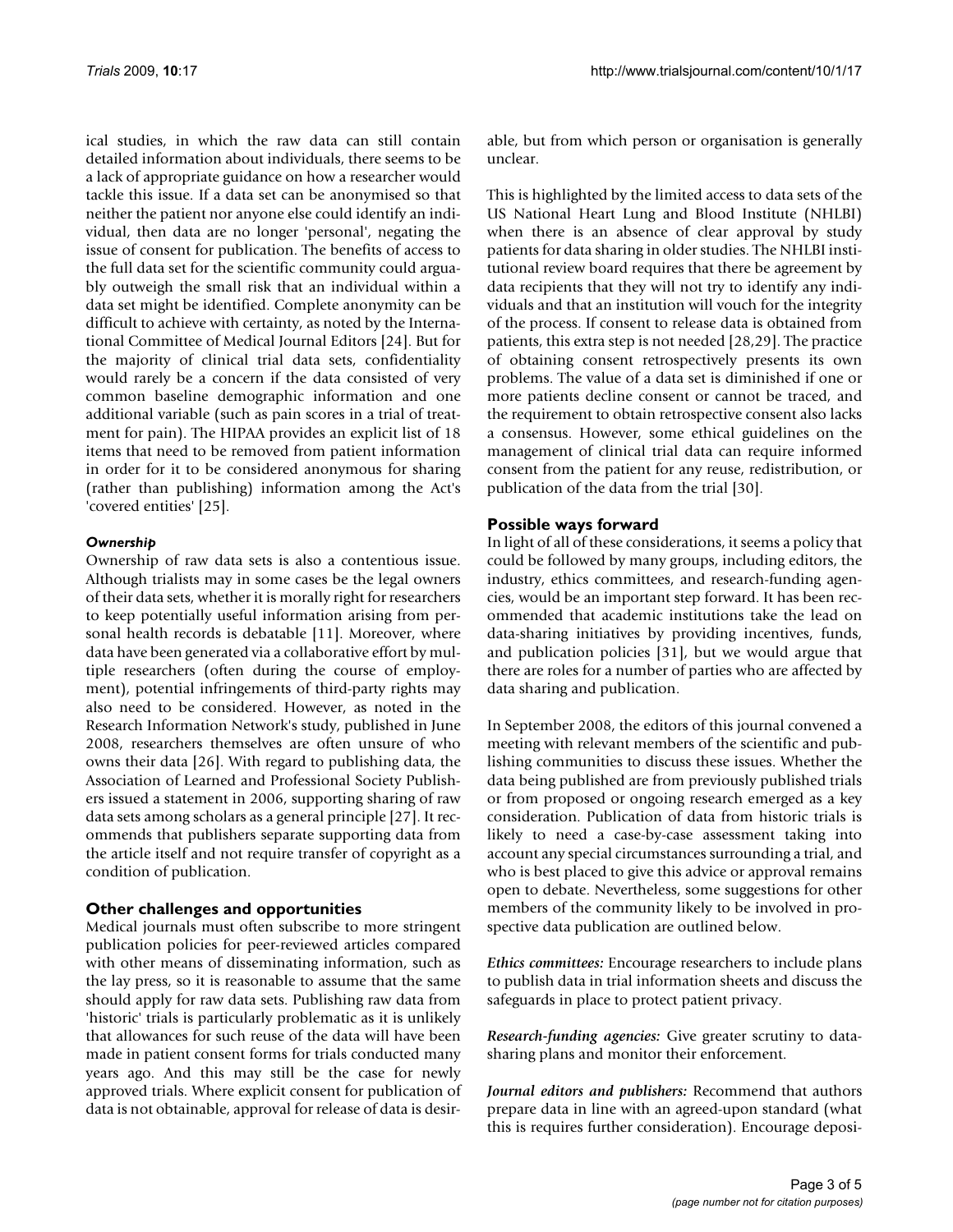ical studies, in which the raw data can still contain detailed information about individuals, there seems to be a lack of appropriate guidance on how a researcher would tackle this issue. If a data set can be anonymised so that neither the patient nor anyone else could identify an individual, then data are no longer 'personal', negating the issue of consent for publication. The benefits of access to the full data set for the scientific community could arguably outweigh the small risk that an individual within a data set might be identified. Complete anonymity can be difficult to achieve with certainty, as noted by the International Committee of Medical Journal Editors [24]. But for the majority of clinical trial data sets, confidentiality would rarely be a concern if the data consisted of very common baseline demographic information and one additional variable (such as pain scores in a trial of treatment for pain). The HIPAA provides an explicit list of 18 items that need to be removed from patient information in order for it to be considered anonymous for sharing (rather than publishing) information among the Act's 'covered entities' [25].

### *Ownership*

Ownership of raw data sets is also a contentious issue. Although trialists may in some cases be the legal owners of their data sets, whether it is morally right for researchers to keep potentially useful information arising from personal health records is debatable [11]. Moreover, where data have been generated via a collaborative effort by multiple researchers (often during the course of employment), potential infringements of third-party rights may also need to be considered. However, as noted in the Research Information Network's study, published in June 2008, researchers themselves are often unsure of who owns their data [26]. With regard to publishing data, the Association of Learned and Professional Society Publishers issued a statement in 2006, supporting sharing of raw data sets among scholars as a general principle [27]. It recommends that publishers separate supporting data from the article itself and not require transfer of copyright as a condition of publication.

## Other challenges and opportunities

Medical journals must often subscribe to more stringent publication policies for peer-reviewed articles compared with other means of disseminating information, such as the lay press, so it is reasonable to assume that the same should apply for raw data sets. Publishing raw data from 'historic' trials is particularly problematic as it is unlikely that allowances for such reuse of the data will have been made in patient consent forms for trials conducted many years ago. And this may still be the case for newly approved trials. Where explicit consent for publication of data is not obtainable, approval for release of data is desirable, but from which person or organisation is generally unclear.

This is highlighted by the limited access to data sets of the US National Heart Lung and Blood Institute (NHLBI) when there is an absence of clear approval by study patients for data sharing in older studies. The NHLBI institutional review board requires that there be agreement by data recipients that they will not try to identify any individuals and that an institution will vouch for the integrity of the process. If consent to release data is obtained from patients, this extra step is not needed [28,29]. The practice of obtaining consent retrospectively presents its own problems. The value of a data set is diminished if one or more patients decline consent or cannot be traced, and the requirement to obtain retrospective consent also lacks a consensus. However, some ethical guidelines on the management of clinical trial data can require informed consent from the patient for any reuse, redistribution, or publication of the data from the trial [30].

## Possible ways forward

In light of all of these considerations, it seems a policy that could be followed by many groups, including editors, the industry, ethics committees, and research-funding agencies, would be an important step forward. It has been recommended that academic institutions take the lead on data-sharing initiatives by providing incentives, funds, and publication policies [31], but we would argue that there are roles for a number of parties who are affected by data sharing and publication.

In September 2008, the editors of this journal convened a meeting with relevant members of the scientific and publishing communities to discuss these issues. Whether the data being published are from previously published trials or from proposed or ongoing research emerged as a key consideration. Publication of data from historic trials is likely to need a case-by-case assessment taking into account any special circumstances surrounding a trial, and who is best placed to give this advice or approval remains open to debate. Nevertheless, some suggestions for other members of the community likely to be involved in prospective data publication are outlined below.

***Ethics committees:*** Encourage researchers to include plans to publish data in trial information sheets and discuss the safeguards in place to protect patient privacy.

***Research-funding agencies:*** Give greater scrutiny to data-sharing plans and monitor their enforcement.

***Journal editors and publishers:*** Recommend that authors prepare data in line with an agreed-upon standard (what this is requires further consideration). Encourage deposi-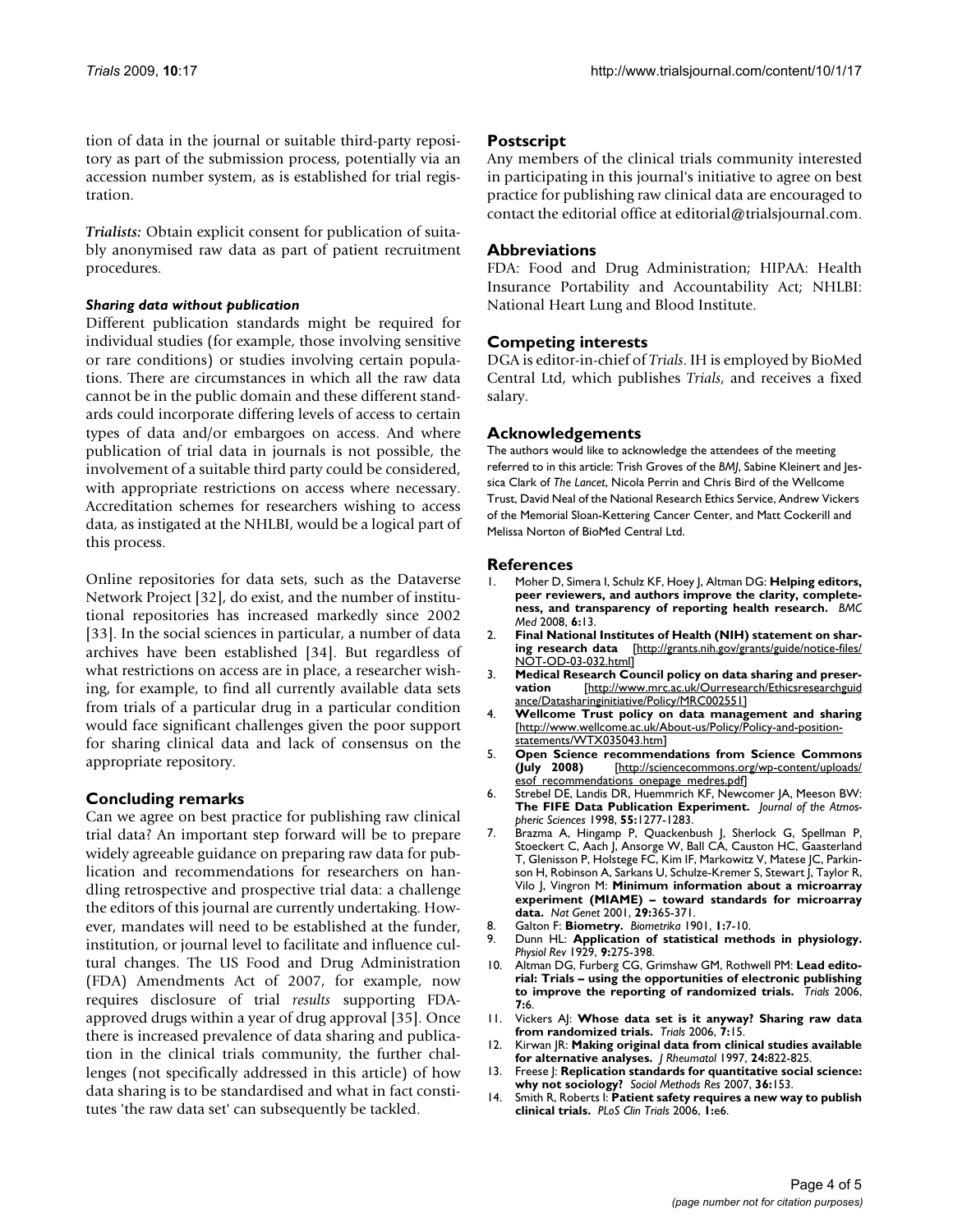tion of data in the journal or suitable third-party repository as part of the submission process, potentially via an accession number system, as is established for trial registration.

*Trialists:* Obtain explicit consent for publication of suitably anonymised raw data as part of patient recruitment procedures.

#### *Sharing data without publication*

Different publication standards might be required for individual studies (for example, those involving sensitive or rare conditions) or studies involving certain populations. There are circumstances in which all the raw data cannot be in the public domain and these different standards could incorporate differing levels of access to certain types of data and/or embargoes on access. And where publication of trial data in journals is not possible, the involvement of a suitable third party could be considered, with appropriate restrictions on access where necessary. Accreditation schemes for researchers wishing to access data, as instigated at the NHLBI, would be a logical part of this process.

Online repositories for data sets, such as the Dataverse Network Project [32], do exist, and the number of institutional repositories has increased markedly since 2002 [33]. In the social sciences in particular, a number of data archives have been established [34]. But regardless of what restrictions on access are in place, a researcher wishing, for example, to find all currently available data sets from trials of a particular drug in a particular condition would face significant challenges given the poor support for sharing clinical data and lack of consensus on the appropriate repository.

## Concluding remarks

Can we agree on best practice for publishing raw clinical trial data? An important step forward will be to prepare widely agreeable guidance on preparing raw data for publication and recommendations for researchers on handling retrospective and prospective trial data: a challenge the editors of this journal are currently undertaking. However, mandates will need to be established at the funder, institution, or journal level to facilitate and influence cultural changes. The US Food and Drug Administration (FDA) Amendments Act of 2007, for example, now requires disclosure of trial *results* supporting FDA-approved drugs within a year of drug approval [35]. Once there is increased prevalence of data sharing and publication in the clinical trials community, the further challenges (not specifically addressed in this article) of how data sharing is to be standardised and what in fact constitutes 'the raw data set' can subsequently be tackled.

## Postscript

Any members of the clinical trials community interested in participating in this journal's initiative to agree on best practice for publishing raw clinical data are encouraged to contact the editorial office at editorial@trialsjournal.com.

## Abbreviations

FDA: Food and Drug Administration; HIPAA: Health Insurance Portability and Accountability Act; NHLBI: National Heart Lung and Blood Institute.

## Competing interests

DGA is editor-in-chief of *Trials*. IH is employed by BioMed Central Ltd, which publishes *Trials*, and receives a fixed salary.

## Acknowledgements

The authors would like to acknowledge the attendees of the meeting referred to in this article: Trish Groves of the *BMJ*, Sabine Kleinert and Jessica Clark of *The Lancet*, Nicola Perrin and Chris Bird of the Wellcome Trust, David Neal of the National Research Ethics Service, Andrew Vickers of the Memorial Sloan-Kettering Cancer Center, and Matt Cockerill and Melissa Norton of BioMed Central Ltd.

## References

1. Moher D, Simera I, Schulz KF, Hoey J, Altman DG: **Helping editors, peer reviewers, and authors improve the clarity, completeness, and transparency of reporting health research.** *BMC Med* 2008, **6:**13.
2. **Final National Institutes of Health (NIH) statement on sharing research data** [http://grants.nih.gov/grants/guide/notice-files/NOT-OD-03-032.html]
3. **Medical Research Council policy on data sharing and preservation** [http://www.mrc.ac.uk/Ourresearch/Ethicsresearchguidance/Datasharinginitiative/Policy/MRC002551]
4. **Wellcome Trust policy on data management and sharing** [http://www.wellcome.ac.uk/About-us/Policy/Policy-and-position-statements/WTX035043.htm]
5. **Open Science recommendations from Science Commons (July 2008)** [http://sciencecommons.org/wp-content/uploads/esof_recommendations_onepage_medres.pdf]
6. Strebel DE, Landis DR, Huemmrich KF, Newcomer JA, Meeson BW: **The FIFE Data Publication Experiment.** *Journal of the Atmospheric Sciences* 1998, **55:**1277-1283.
7. Brazma A, Hingamp P, Quackenbush J, Sherlock G, Spellman P, Stoeckert C, Aach J, Ansorge W, Ball CA, Causton HC, Gaasterland T, Glenisson P, Holstege FC, Kim IF, Markowitz V, Matese JC, Parkinson H, Robinson A, Sarkans U, Schulze-Kremer S, Stewart J, Taylor R, Vilo J, Vingron M: **Minimum information about a microarray experiment (MIAME) – toward standards for microarray data.** *Nat Genet* 2001, **29:**365-371.
8. Galton F: **Biometry.** *Biometrika* 1901, **1:**7-10.
9. Dunn HL: **Application of statistical methods in physiology.** *Physiol Rev* 1929, **9:**275-398.
10. Altman DG, Furberg CG, Grimshaw GM, Rothwell PM: **Lead editorial: Trials – using the opportunities of electronic publishing to improve the reporting of randomized trials.** *Trials* 2006, **7:**6.
11. Vickers AJ: **Whose data set is it anyway? Sharing raw data from randomized trials.** *Trials* 2006, **7:**15.
12. Kirwan JR: **Making original data from clinical studies available for alternative analyses.** *J Rheumatol* 1997, **24:**822-825.
13. Freese J: **Replication standards for quantitative social science: why not sociology?** *Sociol Methods Res* 2007, **36:**153.
14. Smith R, Roberts I: **Patient safety requires a new way to publish clinical trials.** *PLoS Clin Trials* 2006, **1:**e6.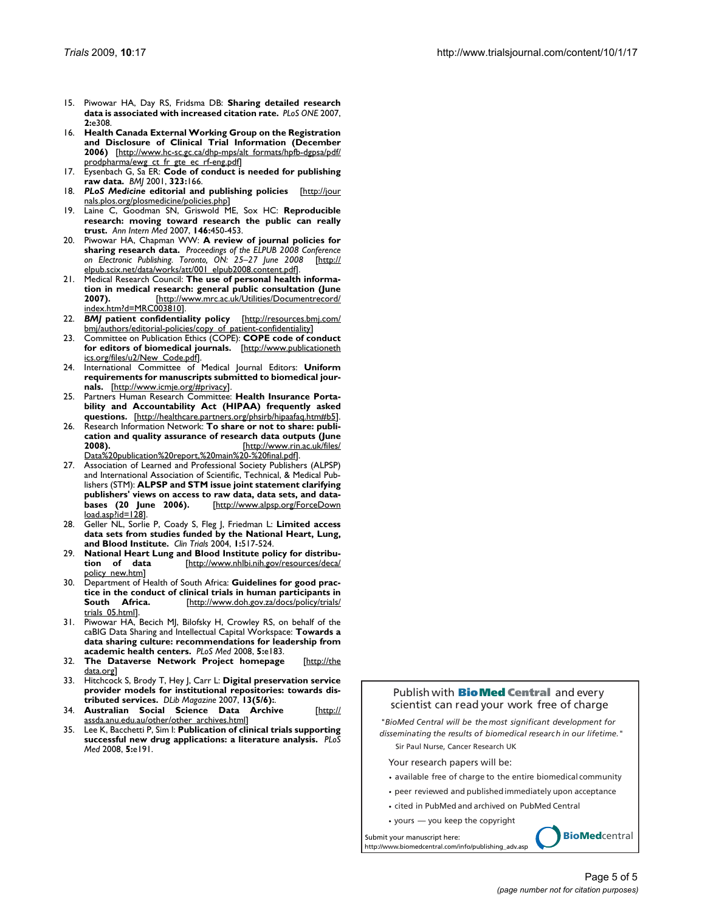15. Piwowar HA, Day RS, Fridsma DB: **Sharing detailed research data is associated with increased citation rate.** *PLoS ONE* 2007, **2:**e308.
16. **Health Canada External Working Group on the Registration and Disclosure of Clinical Trial Information (December 2006)** [http://www.hc-sc.gc.ca/dhp-mps/alt_formats/hpfb-dgpsa/pdf/prodpharma/ewg_ct_fr_gte_ec_rf-eng.pdf]
17. Eysenbach G, Sa ER: **Code of conduct is needed for publishing raw data.** *BMJ* 2001, **323:**166.
18. ***PLoS Medicine* editorial and publishing policies** [http://journals.plos.org/plosmedicine/policies.php]
19. Laine C, Goodman SN, Griswold ME, Sox HC: **Reproducible research: moving toward research the public can really trust.** *Ann Intern Med* 2007, **146:**450-453.
20. Piwowar HA, Chapman WW: **A review of journal policies for sharing research data.** *Proceedings of the ELPUB 2008 Conference on Electronic Publishing. Toronto, ON: 25–27 June 2008* [http://elpub.scix.net/data/works/att/001_elpub2008.content.pdf].
21. Medical Research Council: **The use of personal health information in medical research: general public consultation (June 2007).** [http://www.mrc.ac.uk/Utilities/Documentrecord/index.htm?d=MRC003810].
22. ***BMJ* patient confidentiality policy** [http://resources.bmj.com/bmj/authors/editorial-policies/copy_of_patient-confidentiality]
23. Committee on Publication Ethics (COPE): **COPE code of conduct for editors of biomedical journals.** [http://www.publicationethics.org/files/u2/New_Code.pdf].
24. International Committee of Medical Journal Editors: **Uniform requirements for manuscripts submitted to biomedical journals.** [http://www.icmje.org/#privacy].
25. Partners Human Research Committee: **Health Insurance Portability and Accountability Act (HIPAA) frequently asked questions.** [http://healthcare.partners.org/phsirb/hipaafaq.htm#b5].
26. Research Information Network: **To share or not to share: publication and quality assurance of research data outputs (June 2008).** [http://www.rin.ac.uk/files/Data%20publication%20report,%20main%20-%20final.pdf].
27. Association of Learned and Professional Society Publishers (ALPSP) and International Association of Scientific, Technical, & Medical Publishers (STM): **ALPSP and STM issue joint statement clarifying publishers' views on access to raw data, data sets, and databases (20 June 2006).** [http://www.alpsp.org/ForceDownload.asp?id=128].
28. Geller NL, Sorlie P, Coady S, Fleg J, Friedman L: **Limited access data sets from studies funded by the National Heart, Lung, and Blood Institute.** *Clin Trials* 2004, **1:**517-524.
29. **National Heart Lung and Blood Institute policy for distribution of data** [http://www.nhlbi.nih.gov/resources/deca/policy_new.htm]
30. Department of Health of South Africa: **Guidelines for good practice in the conduct of clinical trials in human participants in South Africa.** [http://www.doh.gov.za/docs/policy/trials/trials_05.html].
31. Piwowar HA, Becich MJ, Bilofsky H, Crowley RS, on behalf of the caBIG Data Sharing and Intellectual Capital Workspace: **Towards a data sharing culture: recommendations for leadership from academic health centers.** *PLoS Med* 2008, **5:**e183.
32. **The Dataverse Network Project homepage** [http://thedata.org]
33. Hitchcock S, Brody T, Hey J, Carr L: **Digital preservation service provider models for institutional repositories: towards distributed services.** *DLib Magazine* 2007, **13(5/6):**.
34. **Australian Social Science Data Archive** [http://assda.anu.edu.au/other/other_archives.html]
35. Lee K, Bacchetti P, Sim I: **Publication of clinical trials supporting successful new drug applications: a literature analysis.** *PLoS Med* 2008, **5:**e191.

Publish with **BioMed Central** and every scientist can read your work free of charge

*"BioMed Central will be the most significant development for disseminating the results of biomedical research in our lifetime."*
Sir Paul Nurse, Cancer Research UK

Your research papers will be:

- available free of charge to the entire biomedical community
- peer reviewed and published immediately upon acceptance
- cited in PubMed and archived on PubMed Central
- yours — you keep the copyright

Submit your manuscript here:
http://www.biomedcentral.com/info/publishing_adv.asp

BioMedcentral